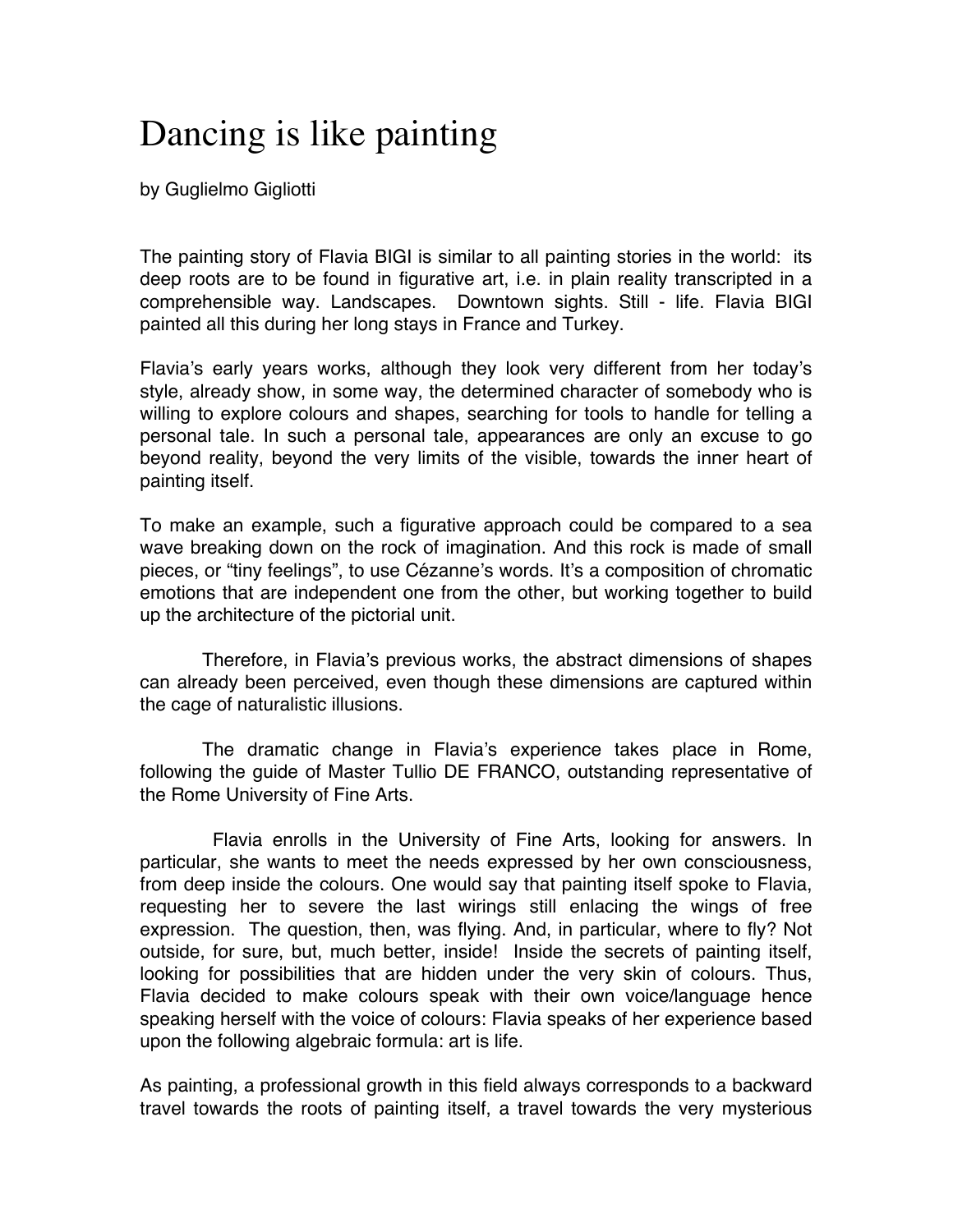# Dancing is like painting

by Guglielmo Gigliotti

The painting story of Flavia BIGI is similar to all painting stories in the world: its deep roots are to be found in figurative art, i.e. in plain reality transcripted in a comprehensible way. Landscapes. Downtown sights. Still - life. Flavia BIGI painted all this during her long stays in France and Turkey.

Flavia's early years works, although they look very different from her today's style, already show, in some way, the determined character of somebody who is willing to explore colours and shapes, searching for tools to handle for telling a personal tale. In such a personal tale, appearances are only an excuse to go beyond reality, beyond the very limits of the visible, towards the inner heart of painting itself.

To make an example, such a figurative approach could be compared to a sea wave breaking down on the rock of imagination. And this rock is made of small pieces, or "tiny feelings", to use Cézanne's words. It's a composition of chromatic emotions that are independent one from the other, but working together to build up the architecture of the pictorial unit.

Therefore, in Flavia's previous works, the abstract dimensions of shapes can already been perceived, even though these dimensions are captured within the cage of naturalistic illusions.

The dramatic change in Flavia's experience takes place in Rome, following the guide of Master Tullio DE FRANCO, outstanding representative of the Rome University of Fine Arts.

Flavia enrolls in the University of Fine Arts, looking for answers. In particular, she wants to meet the needs expressed by her own consciousness, from deep inside the colours. One would say that painting itself spoke to Flavia, requesting her to severe the last wirings still enlacing the wings of free expression. The question, then, was flying. And, in particular, where to fly? Not outside, for sure, but, much better, inside! Inside the secrets of painting itself, looking for possibilities that are hidden under the very skin of colours. Thus, Flavia decided to make colours speak with their own voice/language hence speaking herself with the voice of colours: Flavia speaks of her experience based upon the following algebraic formula: art is life.

As painting, a professional growth in this field always corresponds to a backward travel towards the roots of painting itself, a travel towards the very mysterious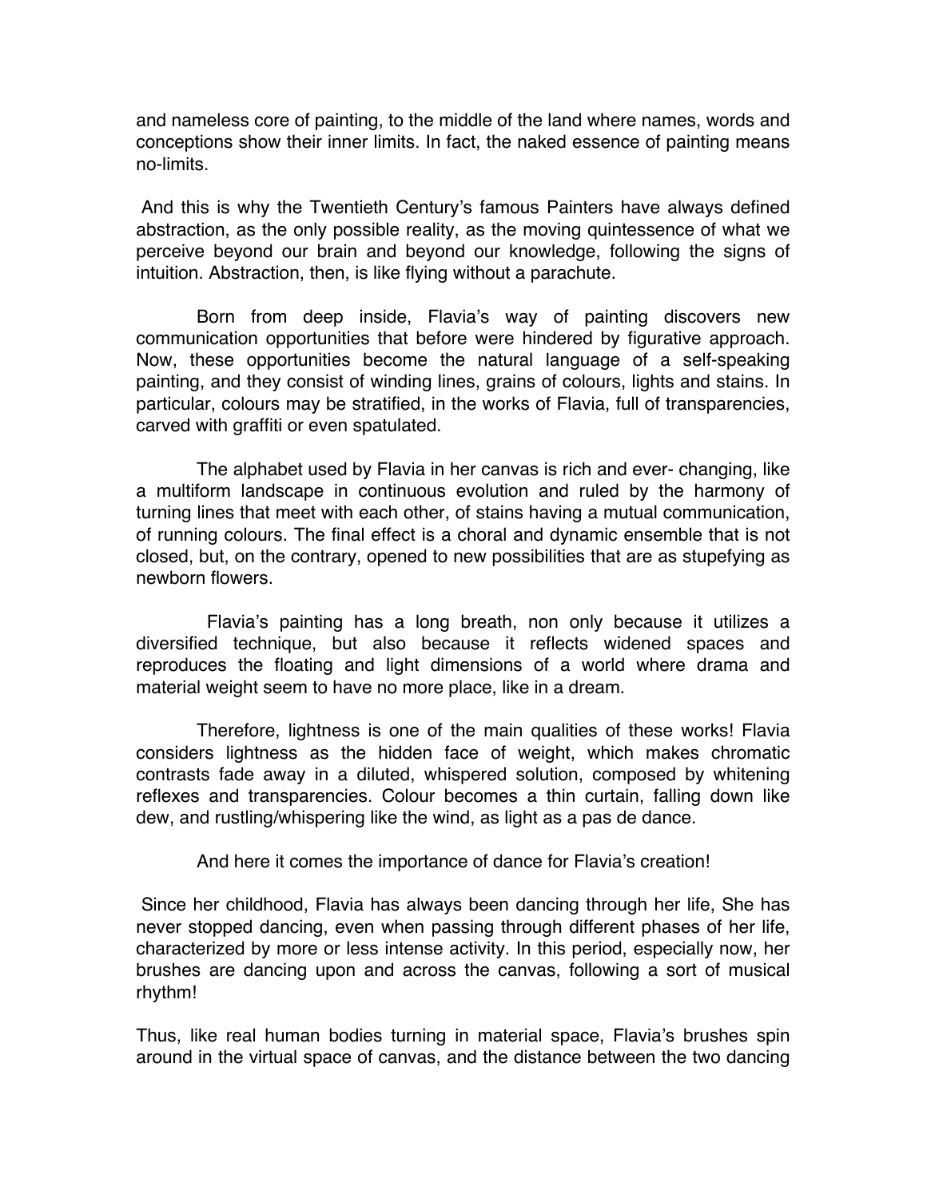and nameless core of painting, to the middle of the land where names, words and conceptions show their inner limits. In fact, the naked essence of painting means no-limits.

And this is why the Twentieth Century's famous Painters have always defined abstraction, as the only possible reality, as the moving quintessence of what we perceive beyond our brain and beyond our knowledge, following the signs of intuition. Abstraction, then, is like flying without a parachute.

Born from deep inside, Flavia's way of painting discovers new communication opportunities that before were hindered by figurative approach. Now, these opportunities become the natural language of a self-speaking painting, and they consist of winding lines, grains of colours, lights and stains. In particular, colours may be stratified, in the works of Flavia, full of transparencies, carved with graffiti or even spatulated.

The alphabet used by Flavia in her canvas is rich and ever- changing, like a multiform landscape in continuous evolution and ruled by the harmony of turning lines that meet with each other, of stains having a mutual communication, of running colours. The final effect is a choral and dynamic ensemble that is not closed, but, on the contrary, opened to new possibilities that are as stupefying as newborn flowers.

Flavia's painting has a long breath, non only because it utilizes a diversified technique, but also because it reflects widened spaces and reproduces the floating and light dimensions of a world where drama and material weight seem to have no more place, like in a dream.

Therefore, lightness is one of the main qualities of these works! Flavia considers lightness as the hidden face of weight, which makes chromatic contrasts fade away in a diluted, whispered solution, composed by whitening reflexes and transparencies. Colour becomes a thin curtain, falling down like dew, and rustling/whispering like the wind, as light as a pas de dance.

And here it comes the importance of dance for Flavia's creation!

Since her childhood, Flavia has always been dancing through her life, She has never stopped dancing, even when passing through different phases of her life, characterized by more or less intense activity. In this period, especially now, her brushes are dancing upon and across the canvas, following a sort of musical rhythm!

Thus, like real human bodies turning in material space, Flavia's brushes spin around in the virtual space of canvas, and the distance between the two dancing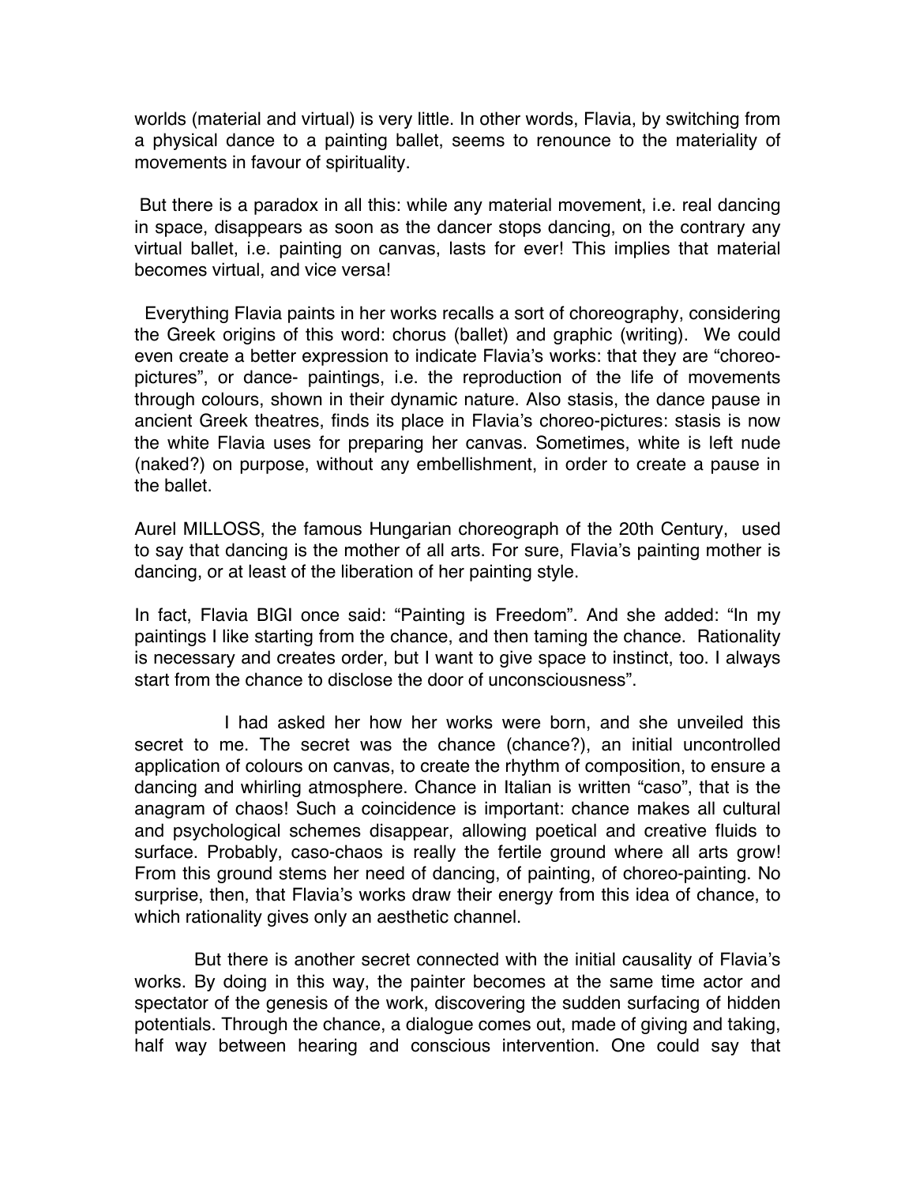worlds (material and virtual) is very little. In other words, Flavia, by switching from a physical dance to a painting ballet, seems to renounce to the materiality of movements in favour of spirituality.

But there is a paradox in all this: while any material movement, i.e. real dancing in space, disappears as soon as the dancer stops dancing, on the contrary any virtual ballet, i.e. painting on canvas, lasts for ever! This implies that material becomes virtual, and vice versa!

Everything Flavia paints in her works recalls a sort of choreography, considering the Greek origins of this word: chorus (ballet) and graphic (writing). We could even create a better expression to indicate Flavia's works: that they are "choreo-pictures", or dance- paintings, i.e. the reproduction of the life of movements through colours, shown in their dynamic nature. Also stasis, the dance pause in ancient Greek theatres, finds its place in Flavia's choreo-pictures: stasis is now the white Flavia uses for preparing her canvas. Sometimes, white is left nude (naked?) on purpose, without any embellishment, in order to create a pause in the ballet.

Aurel MILLOSS, the famous Hungarian choreograph of the 20th Century, used to say that dancing is the mother of all arts. For sure, Flavia's painting mother is dancing, or at least of the liberation of her painting style.

In fact, Flavia BIGI once said: "Painting is Freedom". And she added: "In my paintings I like starting from the chance, and then taming the chance. Rationality is necessary and creates order, but I want to give space to instinct, too. I always start from the chance to disclose the door of unconsciousness".

I had asked her how her works were born, and she unveiled this secret to me. The secret was the chance (chance?), an initial uncontrolled application of colours on canvas, to create the rhythm of composition, to ensure a dancing and whirling atmosphere. Chance in Italian is written "caso", that is the anagram of chaos! Such a coincidence is important: chance makes all cultural and psychological schemes disappear, allowing poetical and creative fluids to surface. Probably, caso-chaos is really the fertile ground where all arts grow! From this ground stems her need of dancing, of painting, of choreo-painting. No surprise, then, that Flavia's works draw their energy from this idea of chance, to which rationality gives only an aesthetic channel.

But there is another secret connected with the initial causality of Flavia's works. By doing in this way, the painter becomes at the same time actor and spectator of the genesis of the work, discovering the sudden surfacing of hidden potentials. Through the chance, a dialogue comes out, made of giving and taking, half way between hearing and conscious intervention. One could say that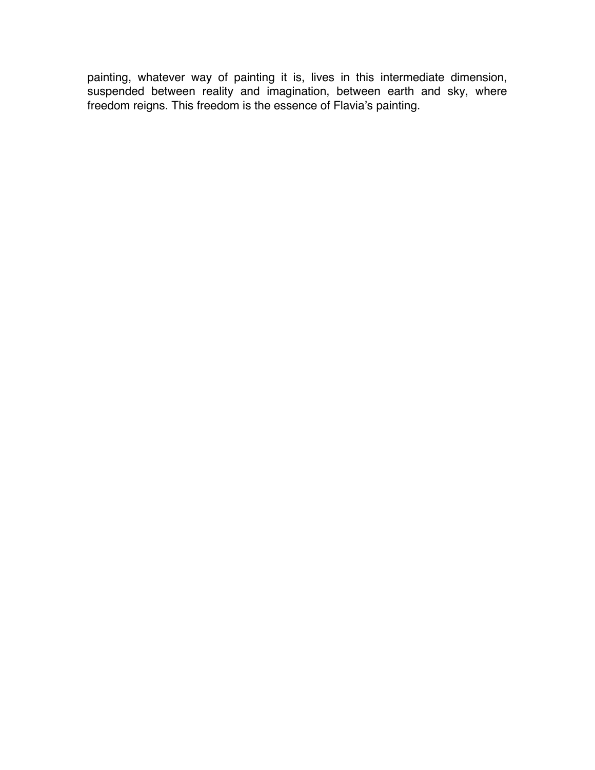painting, whatever way of painting it is, lives in this intermediate dimension, suspended between reality and imagination, between earth and sky, where freedom reigns. This freedom is the essence of Flavia's painting.